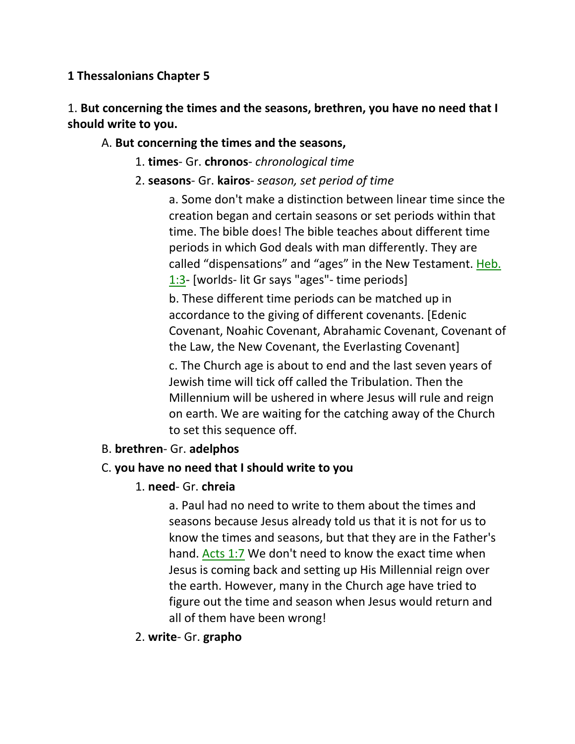**1 Thessalonians Chapter 5**

1. **But concerning the times and the seasons, brethren, you have no need that I should write to you.**

A. **But concerning the times and the seasons,**

1. **times**- Gr. **chronos**- *chronological time*

2. **seasons**- Gr. **kairos**- *season, set period of time*

a. Some don't make a distinction between linear time since the creation began and certain seasons or set periods within that time. The bible does! The bible teaches about different time periods in which God deals with man differently. They are called "dispensations" and "ages" in the New Testament. Heb. 1:3- [worlds- lit Gr says "ages"- time periods]

b. These different time periods can be matched up in accordance to the giving of different covenants. [Edenic Covenant, Noahic Covenant, Abrahamic Covenant, Covenant of the Law, the New Covenant, the Everlasting Covenant]

c. The Church age is about to end and the last seven years of Jewish time will tick off called the Tribulation. Then the Millennium will be ushered in where Jesus will rule and reign on earth. We are waiting for the catching away of the Church to set this sequence off.

B. **brethren**- Gr. **adelphos**

C. **you have no need that I should write to you**

1. **need**- Gr. **chreia**

a. Paul had no need to write to them about the times and seasons because Jesus already told us that it is not for us to know the times and seasons, but that they are in the Father's hand. Acts 1:7 We don't need to know the exact time when Jesus is coming back and setting up His Millennial reign over the earth. However, many in the Church age have tried to figure out the time and season when Jesus would return and all of them have been wrong!

2. **write**- Gr. **grapho**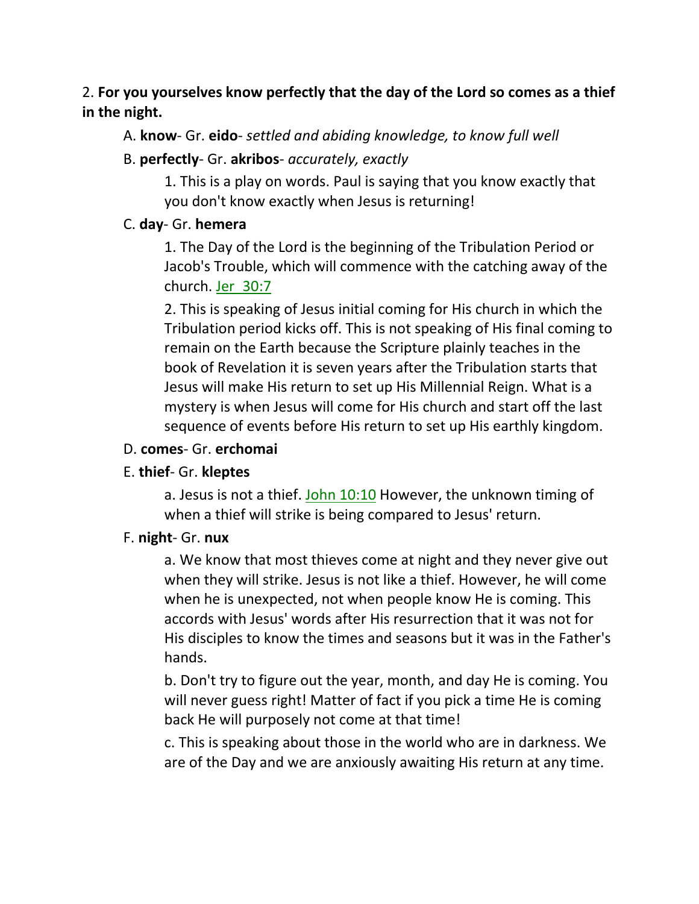2. **For you yourselves know perfectly that the day of the Lord so comes as a thief in the night.**

A. **know**- Gr. **eido**- *settled and abiding knowledge, to know full well*

B. **perfectly**- Gr. **akribos**- *accurately, exactly*

1. This is a play on words. Paul is saying that you know exactly that you don't know exactly when Jesus is returning!

C. **day**- Gr. **hemera**

1. The Day of the Lord is the beginning of the Tribulation Period or Jacob's Trouble, which will commence with the catching away of the church. Jer 30:7

2. This is speaking of Jesus initial coming for His church in which the Tribulation period kicks off. This is not speaking of His final coming to remain on the Earth because the Scripture plainly teaches in the book of Revelation it is seven years after the Tribulation starts that Jesus will make His return to set up His Millennial Reign. What is a mystery is when Jesus will come for His church and start off the last sequence of events before His return to set up His earthly kingdom.

D. **comes**- Gr. **erchomai**

E. **thief**- Gr. **kleptes**

a. Jesus is not a thief. John 10:10 However, the unknown timing of when a thief will strike is being compared to Jesus' return.

F. **night**- Gr. **nux**

a. We know that most thieves come at night and they never give out when they will strike. Jesus is not like a thief. However, he will come when he is unexpected, not when people know He is coming. This accords with Jesus' words after His resurrection that it was not for His disciples to know the times and seasons but it was in the Father's hands.

b. Don't try to figure out the year, month, and day He is coming. You will never guess right! Matter of fact if you pick a time He is coming back He will purposely not come at that time!

c. This is speaking about those in the world who are in darkness. We are of the Day and we are anxiously awaiting His return at any time.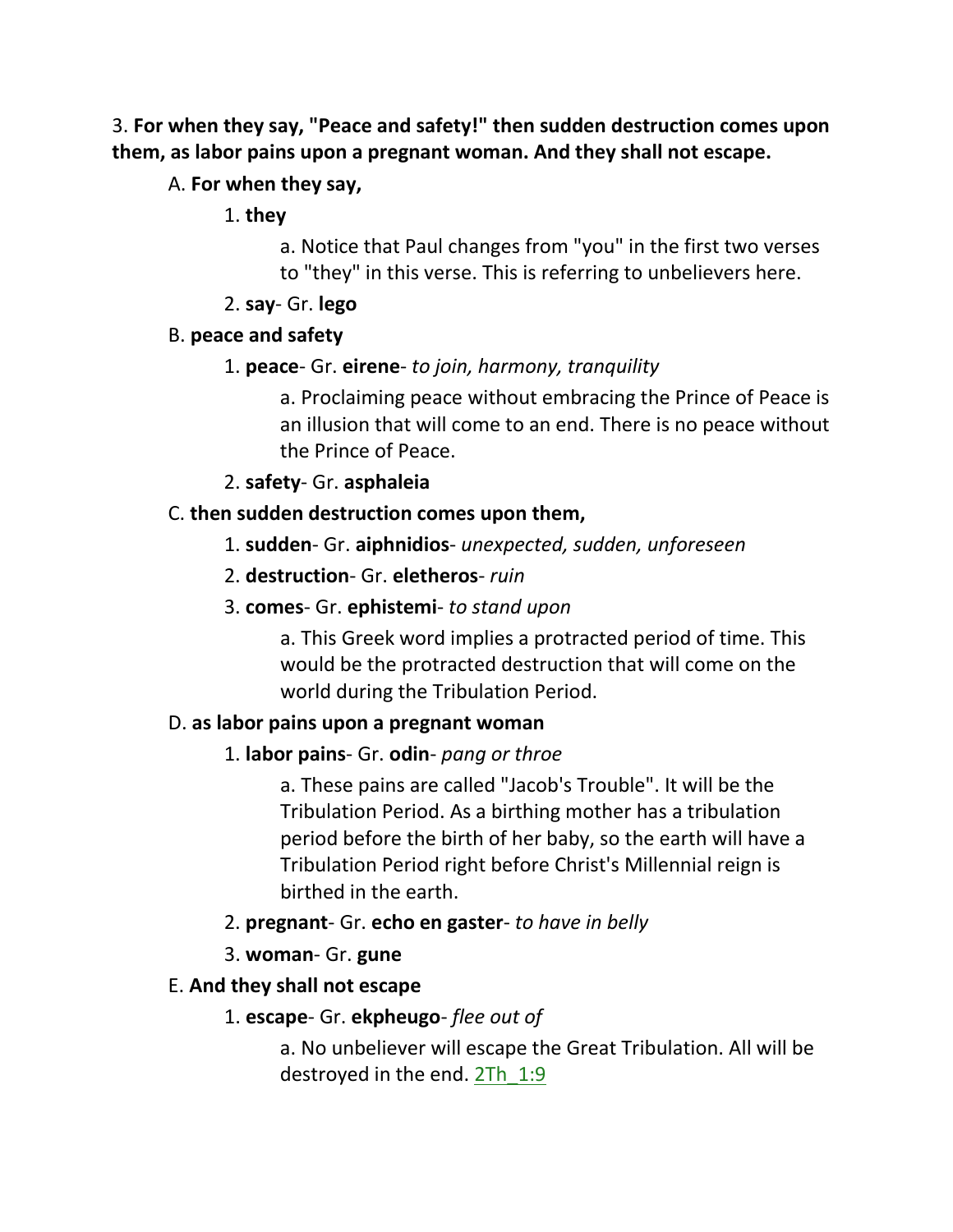3. **For when they say, "Peace and safety!" then sudden destruction comes upon them, as labor pains upon a pregnant woman. And they shall not escape.**

A. **For when they say,**

1. **they**

a. Notice that Paul changes from "you" in the first two verses to "they" in this verse. This is referring to unbelievers here.

2. **say**- Gr. **lego**

B. **peace and safety**

1. **peace**- Gr. **eirene**- *to join, harmony, tranquility*

a. Proclaiming peace without embracing the Prince of Peace is an illusion that will come to an end. There is no peace without the Prince of Peace.

2. **safety**- Gr. **asphaleia**

C. **then sudden destruction comes upon them,**

1. **sudden**- Gr. **aiphnidios**- *unexpected, sudden, unforeseen*

2. **destruction**- Gr. **eletheros**- *ruin*

3. **comes**- Gr. **ephistemi**- *to stand upon*

a. This Greek word implies a protracted period of time. This would be the protracted destruction that will come on the world during the Tribulation Period.

D. **as labor pains upon a pregnant woman**

1. **labor pains**- Gr. **odin**- *pang or throe*

a. These pains are called "Jacob's Trouble". It will be the Tribulation Period. As a birthing mother has a tribulation period before the birth of her baby, so the earth will have a Tribulation Period right before Christ's Millennial reign is birthed in the earth.

2. **pregnant**- Gr. **echo en gaster**- *to have in belly*

3. **woman**- Gr. **gune**

E. **And they shall not escape**

1. **escape**- Gr. **ekpheugo**- *flee out of*

a. No unbeliever will escape the Great Tribulation. All will be destroyed in the end. 2Th_1:9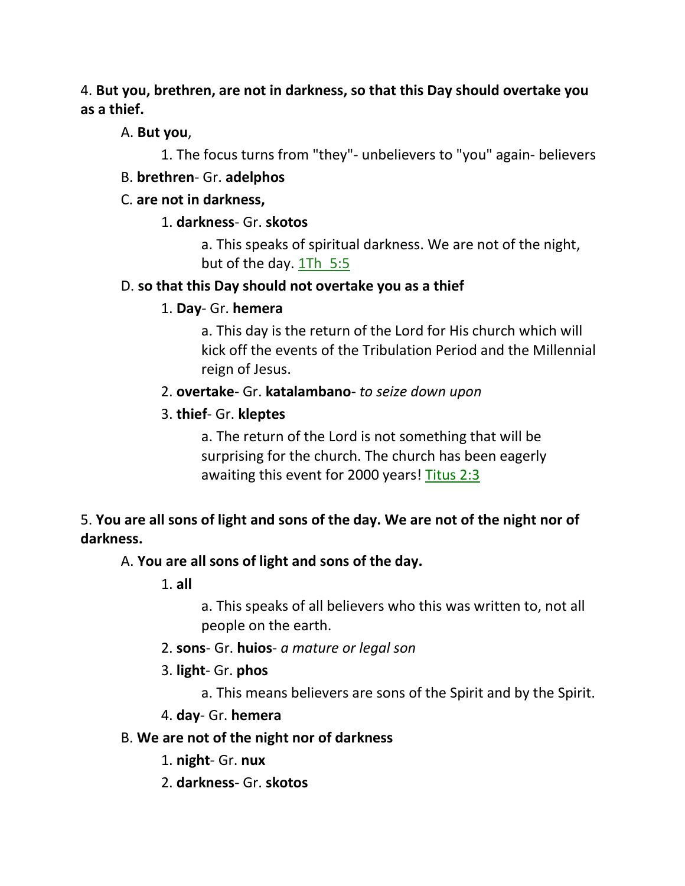4. **But you, brethren, are not in darkness, so that this Day should overtake you as a thief.**

   A. **But you**,

      1. The focus turns from "they"- unbelievers to "you" again- believers

   B. **brethren**- Gr. **adelphos**

   C. **are not in darkness,**

      1. **darkness**- Gr. **skotos**

         a. This speaks of spiritual darkness. We are not of the night, but of the day. 1Th 5:5

   D. **so that this Day should not overtake you as a thief**

      1. **Day**- Gr. **hemera**

         a. This day is the return of the Lord for His church which will kick off the events of the Tribulation Period and the Millennial reign of Jesus.

      2. **overtake**- Gr. **katalambano**- *to seize down upon*

      3. **thief**- Gr. **kleptes**

         a. The return of the Lord is not something that will be surprising for the church. The church has been eagerly awaiting this event for 2000 years! Titus 2:3

5. **You are all sons of light and sons of the day. We are not of the night nor of darkness.**

   A. **You are all sons of light and sons of the day.**

      1. **all**

         a. This speaks of all believers who this was written to, not all people on the earth.

      2. **sons**- Gr. **huios**- *a mature or legal son*

      3. **light**- Gr. **phos**

         a. This means believers are sons of the Spirit and by the Spirit.

      4. **day**- Gr. **hemera**

   B. **We are not of the night nor of darkness**

      1. **night**- Gr. **nux**

      2. **darkness**- Gr. **skotos**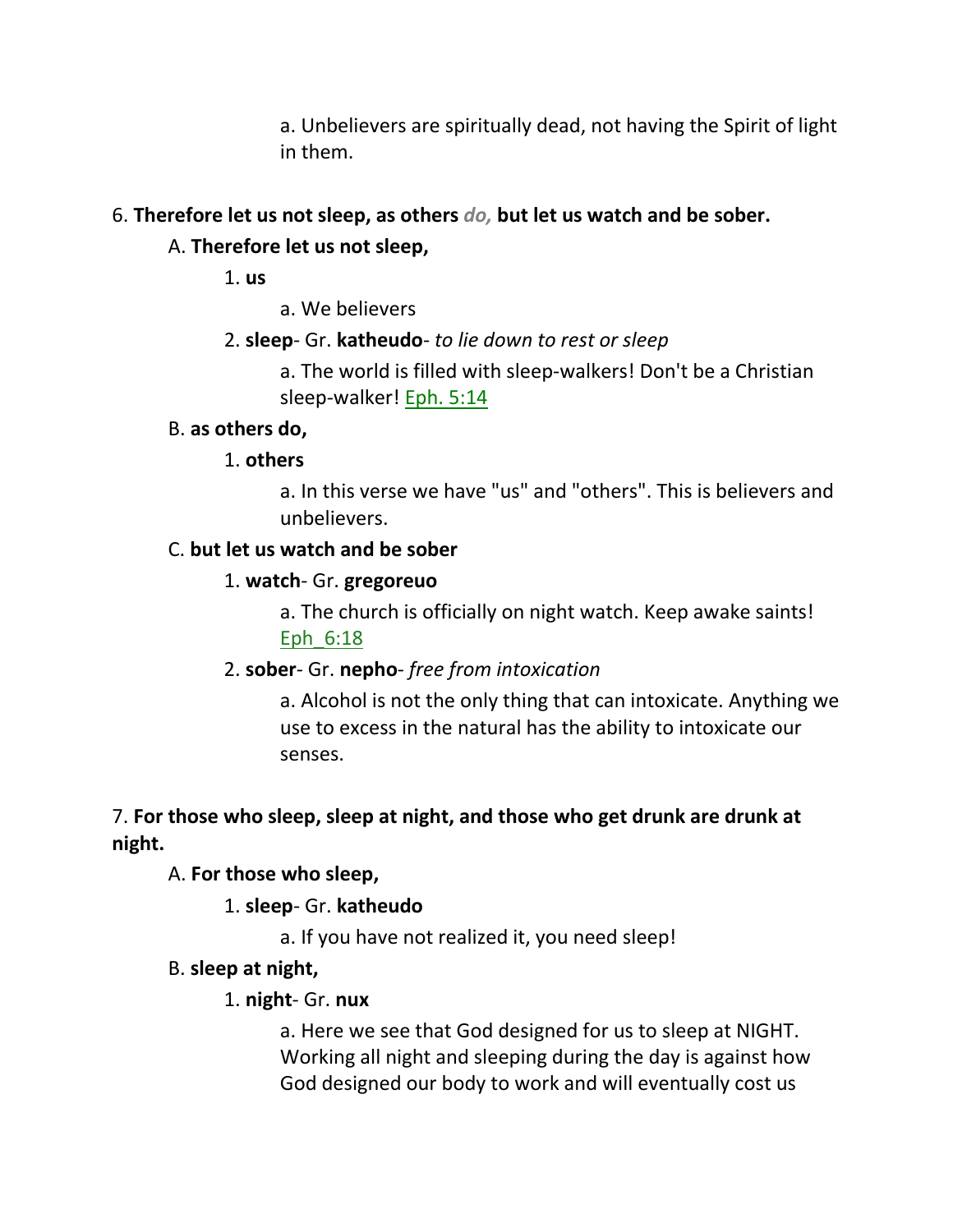a. Unbelievers are spiritually dead, not having the Spirit of light in them.

6. **Therefore let us not sleep, as others** *do,* **but let us watch and be sober.**

A. **Therefore let us not sleep,**

1. **us**

a. We believers

2. **sleep**- Gr. **katheudo**- *to lie down to rest or sleep*

a. The world is filled with sleep-walkers! Don't be a Christian sleep-walker! Eph. 5:14

B. **as others do,**

1. **others**

a. In this verse we have "us" and "others". This is believers and unbelievers.

C. **but let us watch and be sober**

1. **watch**- Gr. **gregoreuo**

a. The church is officially on night watch. Keep awake saints! Eph_6:18

2. **sober**- Gr. **nepho**- *free from intoxication*

a. Alcohol is not the only thing that can intoxicate. Anything we use to excess in the natural has the ability to intoxicate our senses.

7. **For those who sleep, sleep at night, and those who get drunk are drunk at night.**

A. **For those who sleep,**

1. **sleep**- Gr. **katheudo**

a. If you have not realized it, you need sleep!

B. **sleep at night,**

1. **night**- Gr. **nux**

a. Here we see that God designed for us to sleep at NIGHT. Working all night and sleeping during the day is against how God designed our body to work and will eventually cost us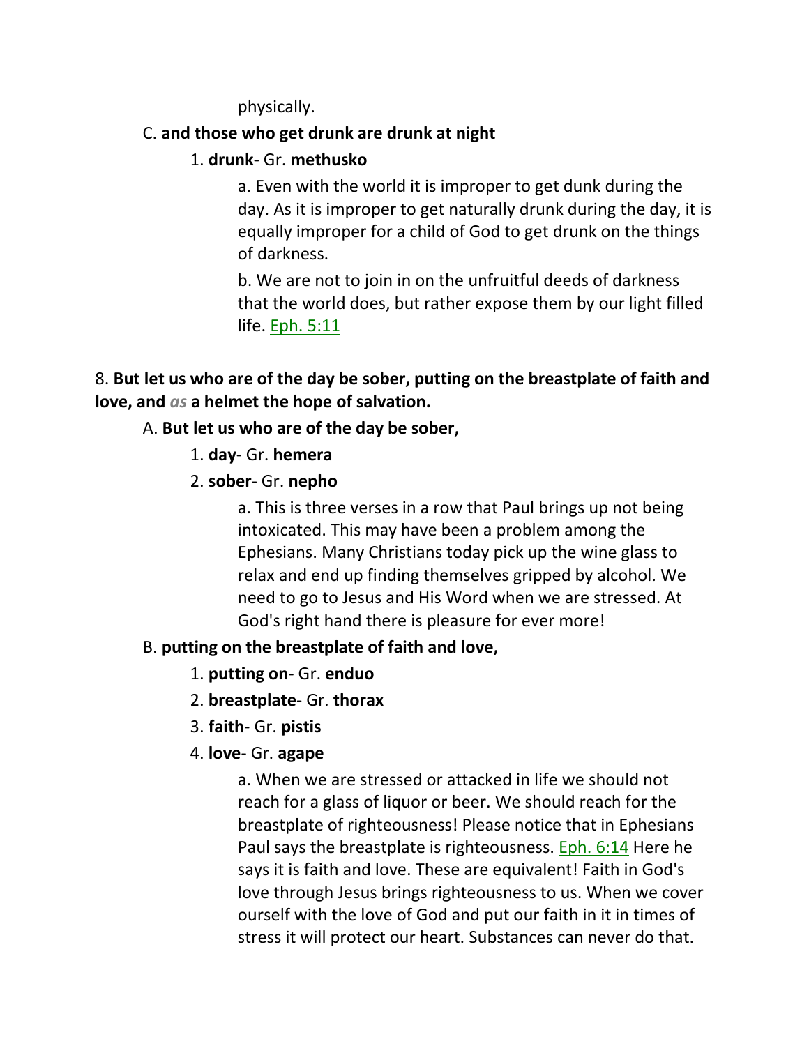physically.

C. **and those who get drunk are drunk at night**

1. **drunk**- Gr. **methusko**

a. Even with the world it is improper to get dunk during the day. As it is improper to get naturally drunk during the day, it is equally improper for a child of God to get drunk on the things of darkness.

b. We are not to join in on the unfruitful deeds of darkness that the world does, but rather expose them by our light filled life. Eph. 5:11

8. **But let us who are of the day be sober, putting on the breastplate of faith and love, and** ***as*** **a helmet the hope of salvation.**

A. **But let us who are of the day be sober,**

1. **day**- Gr. **hemera**

2. **sober**- Gr. **nepho**

a. This is three verses in a row that Paul brings up not being intoxicated. This may have been a problem among the Ephesians. Many Christians today pick up the wine glass to relax and end up finding themselves gripped by alcohol. We need to go to Jesus and His Word when we are stressed. At God's right hand there is pleasure for ever more!

B. **putting on the breastplate of faith and love,**

1. **putting on**- Gr. **enduo**

2. **breastplate**- Gr. **thorax**

3. **faith**- Gr. **pistis**

4. **love**- Gr. **agape**

a. When we are stressed or attacked in life we should not reach for a glass of liquor or beer. We should reach for the breastplate of righteousness! Please notice that in Ephesians Paul says the breastplate is righteousness. Eph. 6:14 Here he says it is faith and love. These are equivalent! Faith in God's love through Jesus brings righteousness to us. When we cover ourself with the love of God and put our faith in it in times of stress it will protect our heart. Substances can never do that.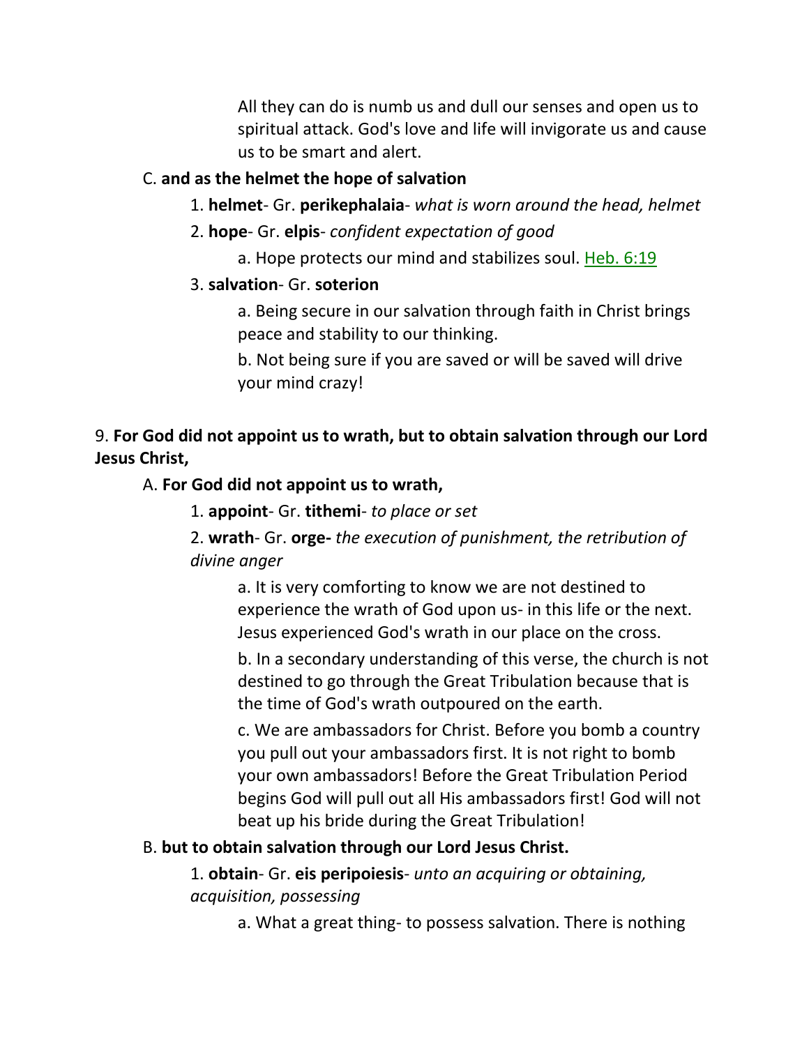All they can do is numb us and dull our senses and open us to spiritual attack. God's love and life will invigorate us and cause us to be smart and alert.

C. **and as the helmet the hope of salvation**

1. **helmet**- Gr. **perikephalaia**- *what is worn around the head, helmet*

2. **hope**- Gr. **elpis**- *confident expectation of good*

a. Hope protects our mind and stabilizes soul. Heb. 6:19

3. **salvation**- Gr. **soterion**

a. Being secure in our salvation through faith in Christ brings peace and stability to our thinking.

b. Not being sure if you are saved or will be saved will drive your mind crazy!

9. **For God did not appoint us to wrath, but to obtain salvation through our Lord Jesus Christ,**

A. **For God did not appoint us to wrath,**

1. **appoint**- Gr. **tithemi**- *to place or set*

2. **wrath**- Gr. **orge-** *the execution of punishment, the retribution of divine anger*

a. It is very comforting to know we are not destined to experience the wrath of God upon us- in this life or the next. Jesus experienced God's wrath in our place on the cross.

b. In a secondary understanding of this verse, the church is not destined to go through the Great Tribulation because that is the time of God's wrath outpoured on the earth.

c. We are ambassadors for Christ. Before you bomb a country you pull out your ambassadors first. It is not right to bomb your own ambassadors! Before the Great Tribulation Period begins God will pull out all His ambassadors first! God will not beat up his bride during the Great Tribulation!

B. **but to obtain salvation through our Lord Jesus Christ.**

1. **obtain**- Gr. **eis peripoiesis**- *unto an acquiring or obtaining, acquisition, possessing*

a. What a great thing- to possess salvation. There is nothing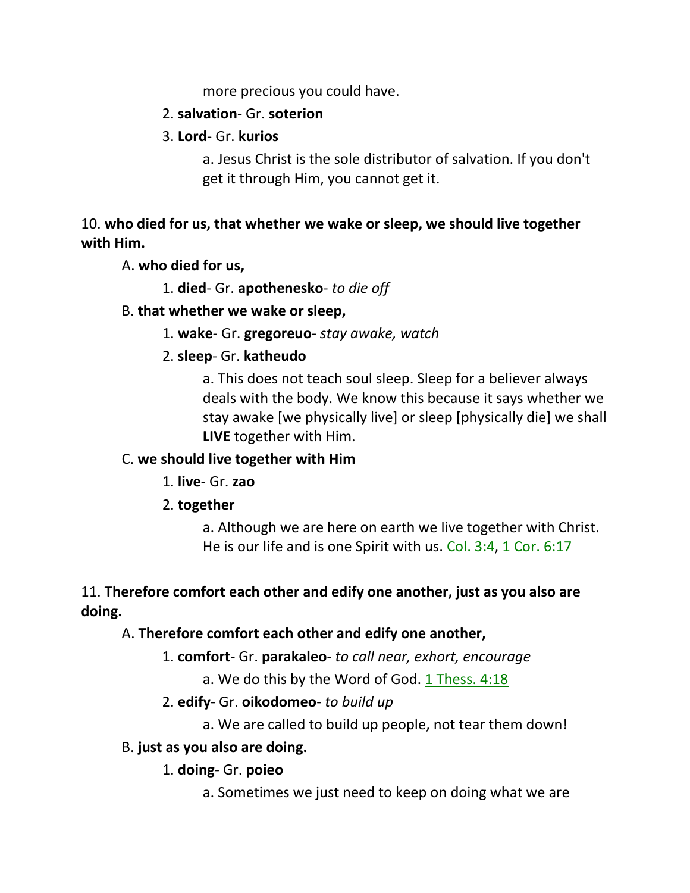more precious you could have.

2. **salvation**- Gr. **soterion**

3. **Lord**- Gr. **kurios**

a. Jesus Christ is the sole distributor of salvation. If you don't get it through Him, you cannot get it.

10. **who died for us, that whether we wake or sleep, we should live together with Him.**

A. **who died for us,**

1. **died**- Gr. **apothenesko**- *to die off*

B. **that whether we wake or sleep,**

1. **wake**- Gr. **gregoreuo**- *stay awake, watch*

2. **sleep**- Gr. **katheudo**

a. This does not teach soul sleep. Sleep for a believer always deals with the body. We know this because it says whether we stay awake [we physically live] or sleep [physically die] we shall **LIVE** together with Him.

C. **we should live together with Him**

1. **live**- Gr. **zao**

2. **together**

a. Although we are here on earth we live together with Christ. He is our life and is one Spirit with us. Col. 3:4, 1 Cor. 6:17

11. **Therefore comfort each other and edify one another, just as you also are doing.**

A. **Therefore comfort each other and edify one another,**

1. **comfort**- Gr. **parakaleo**- *to call near, exhort, encourage*

a. We do this by the Word of God. 1 Thess. 4:18

2. **edify**- Gr. **oikodomeo**- *to build up*

a. We are called to build up people, not tear them down!

B. **just as you also are doing.**

1. **doing**- Gr. **poieo**

a. Sometimes we just need to keep on doing what we are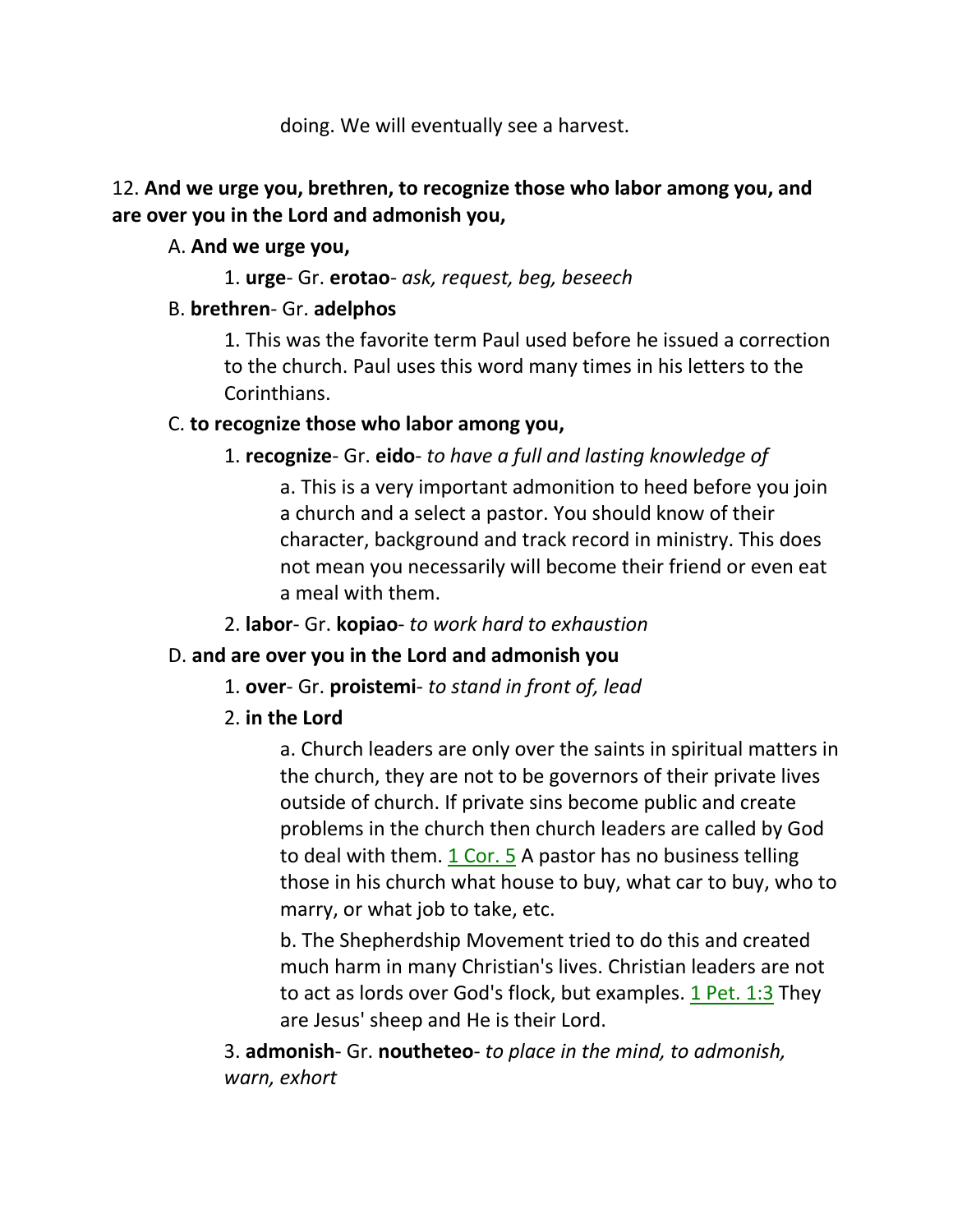doing. We will eventually see a harvest.

12. **And we urge you, brethren, to recognize those who labor among you, and are over you in the Lord and admonish you,**

A. **And we urge you,**

1. **urge**- Gr. **erotao**- *ask, request, beg, beseech*

B. **brethren**- Gr. **adelphos**

1. This was the favorite term Paul used before he issued a correction to the church. Paul uses this word many times in his letters to the Corinthians.

C. **to recognize those who labor among you,**

1. **recognize**- Gr. **eido**- *to have a full and lasting knowledge of*

a. This is a very important admonition to heed before you join a church and a select a pastor. You should know of their character, background and track record in ministry. This does not mean you necessarily will become their friend or even eat a meal with them.

2. **labor**- Gr. **kopiao**- *to work hard to exhaustion*

D. **and are over you in the Lord and admonish you**

1. **over**- Gr. **proistemi**- *to stand in front of, lead*

2. **in the Lord**

a. Church leaders are only over the saints in spiritual matters in the church, they are not to be governors of their private lives outside of church. If private sins become public and create problems in the church then church leaders are called by God to deal with them. 1 Cor. 5 A pastor has no business telling those in his church what house to buy, what car to buy, who to marry, or what job to take, etc.

b. The Shepherdship Movement tried to do this and created much harm in many Christian's lives. Christian leaders are not to act as lords over God's flock, but examples. 1 Pet. 1:3 They are Jesus' sheep and He is their Lord.

3. **admonish**- Gr. **noutheteo**- *to place in the mind, to admonish, warn, exhort*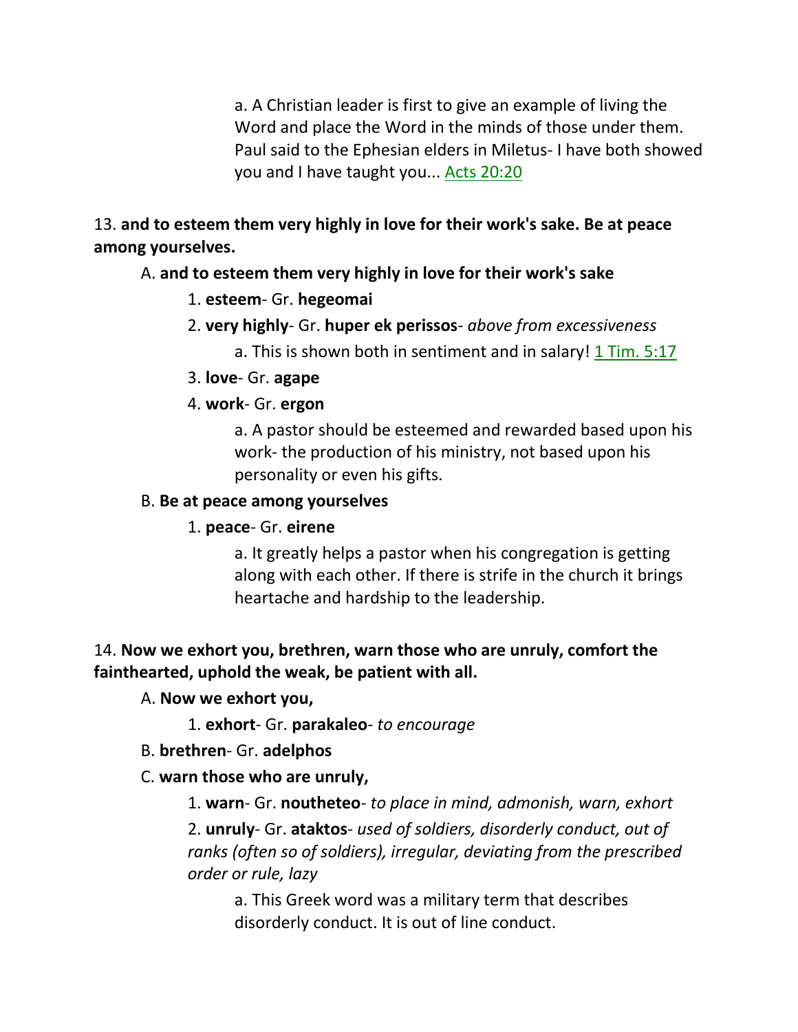a. A Christian leader is first to give an example of living the Word and place the Word in the minds of those under them. Paul said to the Ephesian elders in Miletus- I have both showed you and I have taught you... Acts 20:20

13. **and to esteem them very highly in love for their work's sake. Be at peace among yourselves.**

A. **and to esteem them very highly in love for their work's sake**

1. **esteem**- Gr. **hegeomai**

2. **very highly**- Gr. **huper ek perissos**- *above from excessiveness*

a. This is shown both in sentiment and in salary! 1 Tim. 5:17

3. **love**- Gr. **agape**

4. **work**- Gr. **ergon**

a. A pastor should be esteemed and rewarded based upon his work- the production of his ministry, not based upon his personality or even his gifts.

B. **Be at peace among yourselves**

1. **peace**- Gr. **eirene**

a. It greatly helps a pastor when his congregation is getting along with each other. If there is strife in the church it brings heartache and hardship to the leadership.

14. **Now we exhort you, brethren, warn those who are unruly, comfort the fainthearted, uphold the weak, be patient with all.**

A. **Now we exhort you,**

1. **exhort**- Gr. **parakaleo**- *to encourage*

B. **brethren**- Gr. **adelphos**

C. **warn those who are unruly,**

1. **warn**- Gr. **noutheteo**- *to place in mind, admonish, warn, exhort*

2. **unruly**- Gr. **ataktos**- *used of soldiers, disorderly conduct, out of ranks (often so of soldiers), irregular, deviating from the prescribed order or rule, lazy*

a. This Greek word was a military term that describes disorderly conduct. It is out of line conduct.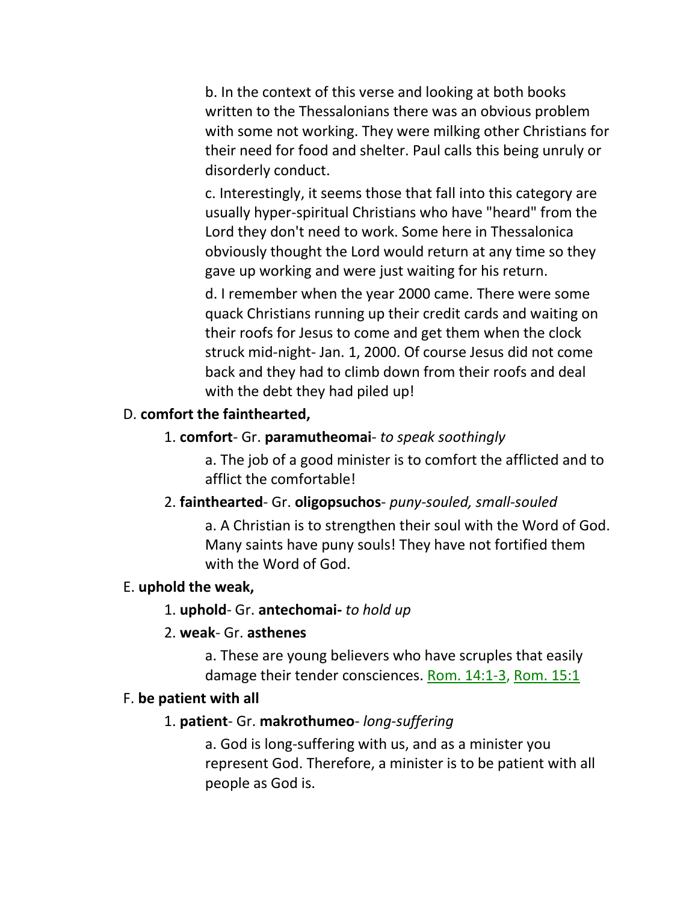b. In the context of this verse and looking at both books written to the Thessalonians there was an obvious problem with some not working. They were milking other Christians for their need for food and shelter. Paul calls this being unruly or disorderly conduct.

c. Interestingly, it seems those that fall into this category are usually hyper-spiritual Christians who have "heard" from the Lord they don't need to work. Some here in Thessalonica obviously thought the Lord would return at any time so they gave up working and were just waiting for his return.

d. I remember when the year 2000 came. There were some quack Christians running up their credit cards and waiting on their roofs for Jesus to come and get them when the clock struck mid-night- Jan. 1, 2000. Of course Jesus did not come back and they had to climb down from their roofs and deal with the debt they had piled up!

D. **comfort the fainthearted,**

1. **comfort**- Gr. **paramutheomai**- *to speak soothingly*

a. The job of a good minister is to comfort the afflicted and to afflict the comfortable!

2. **fainthearted**- Gr. **oligopsuchos**- *puny-souled, small-souled*

a. A Christian is to strengthen their soul with the Word of God. Many saints have puny souls! They have not fortified them with the Word of God.

E. **uphold the weak,**

1. **uphold**- Gr. **antechomai-** *to hold up*

2. **weak**- Gr. **asthenes**

a. These are young believers who have scruples that easily damage their tender consciences. Rom. 14:1-3, Rom. 15:1

F. **be patient with all**

1. **patient**- Gr. **makrothumeo**- *long-suffering*

a. God is long-suffering with us, and as a minister you represent God. Therefore, a minister is to be patient with all people as God is.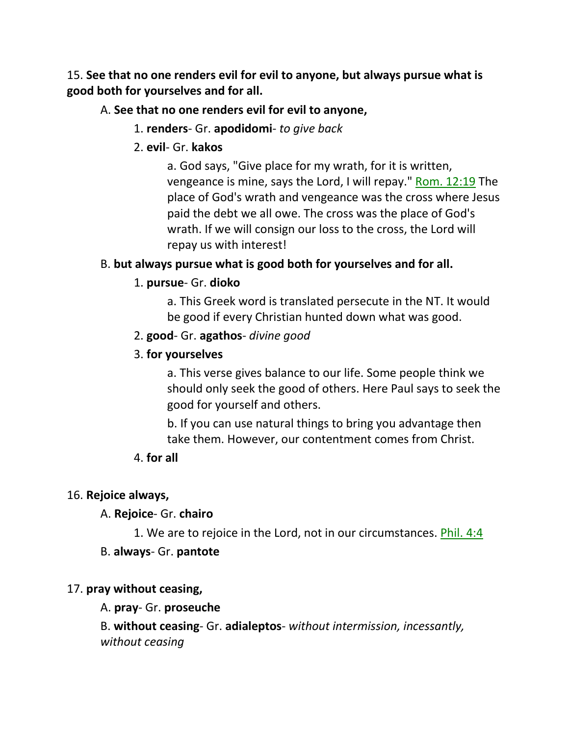15. **See that no one renders evil for evil to anyone, but always pursue what is good both for yourselves and for all.**

A. **See that no one renders evil for evil to anyone,**

1. **renders**- Gr. **apodidomi**- *to give back*

2. **evil**- Gr. **kakos**

a. God says, "Give place for my wrath, for it is written, vengeance is mine, says the Lord, I will repay." Rom. 12:19 The place of God's wrath and vengeance was the cross where Jesus paid the debt we all owe. The cross was the place of God's wrath. If we will consign our loss to the cross, the Lord will repay us with interest!

B. **but always pursue what is good both for yourselves and for all.**

1. **pursue**- Gr. **dioko**

a. This Greek word is translated persecute in the NT. It would be good if every Christian hunted down what was good.

2. **good**- Gr. **agathos**- *divine good*

3. **for yourselves**

a. This verse gives balance to our life. Some people think we should only seek the good of others. Here Paul says to seek the good for yourself and others.

b. If you can use natural things to bring you advantage then take them. However, our contentment comes from Christ.

4. **for all**

16. **Rejoice always,**

A. **Rejoice**- Gr. **chairo**

1. We are to rejoice in the Lord, not in our circumstances. Phil. 4:4

B. **always**- Gr. **pantote**

17. **pray without ceasing,**

A. **pray**- Gr. **proseuche**

B. **without ceasing**- Gr. **adialeptos**- *without intermission, incessantly, without ceasing*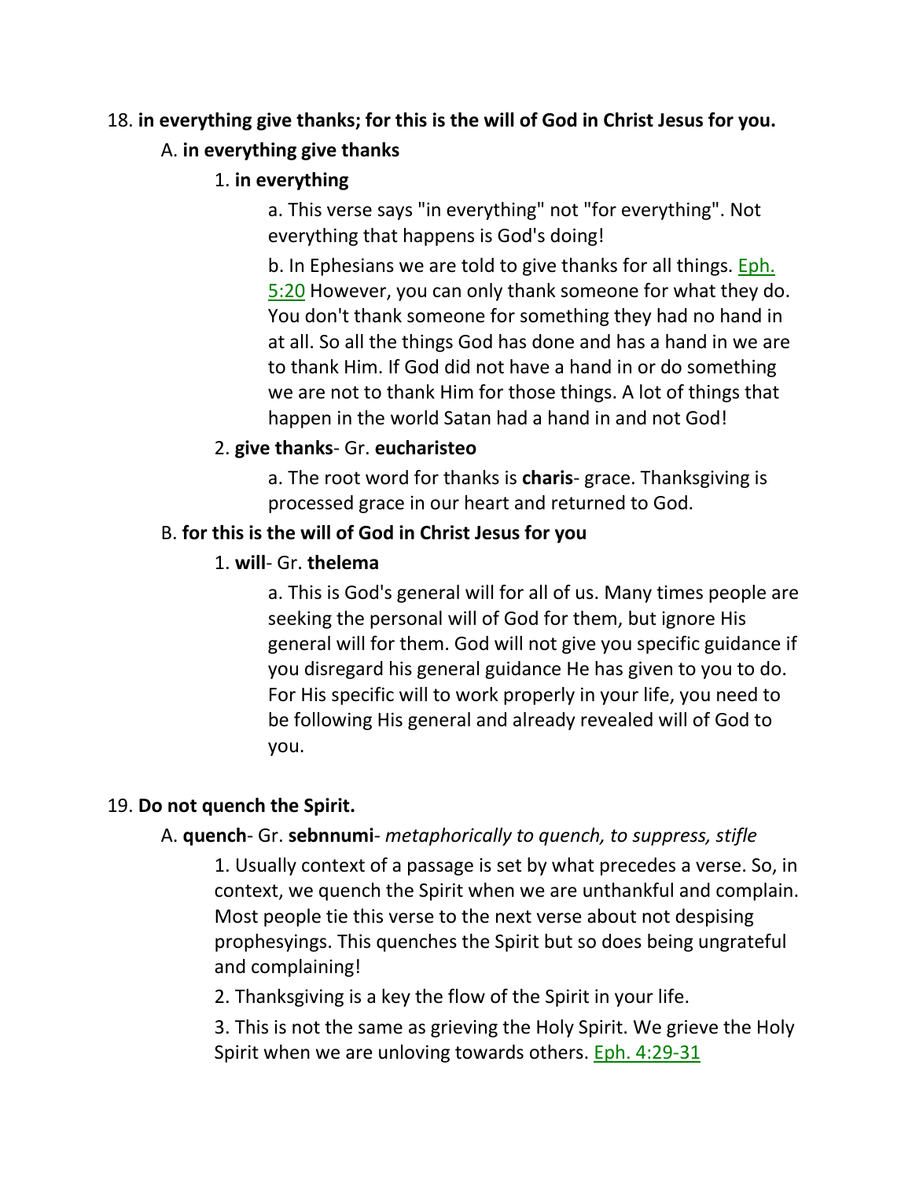18. **in everything give thanks; for this is the will of God in Christ Jesus for you.**

A. **in everything give thanks**

1. **in everything**

a. This verse says "in everything" not "for everything". Not everything that happens is God's doing!

b. In Ephesians we are told to give thanks for all things. Eph. 5:20 However, you can only thank someone for what they do. You don't thank someone for something they had no hand in at all. So all the things God has done and has a hand in we are to thank Him. If God did not have a hand in or do something we are not to thank Him for those things. A lot of things that happen in the world Satan had a hand in and not God!

2. **give thanks**- Gr. **eucharisteo**

a. The root word for thanks is **charis**- grace. Thanksgiving is processed grace in our heart and returned to God.

B. **for this is the will of God in Christ Jesus for you**

1. **will**- Gr. **thelema**

a. This is God's general will for all of us. Many times people are seeking the personal will of God for them, but ignore His general will for them. God will not give you specific guidance if you disregard his general guidance He has given to you to do. For His specific will to work properly in your life, you need to be following His general and already revealed will of God to you.

19. **Do not quench the Spirit.**

A. **quench**- Gr. **sebnnumi**- *metaphorically to quench, to suppress, stifle*

1. Usually context of a passage is set by what precedes a verse. So, in context, we quench the Spirit when we are unthankful and complain. Most people tie this verse to the next verse about not despising prophesyings. This quenches the Spirit but so does being ungrateful and complaining!

2. Thanksgiving is a key the flow of the Spirit in your life.

3. This is not the same as grieving the Holy Spirit. We grieve the Holy Spirit when we are unloving towards others. Eph. 4:29-31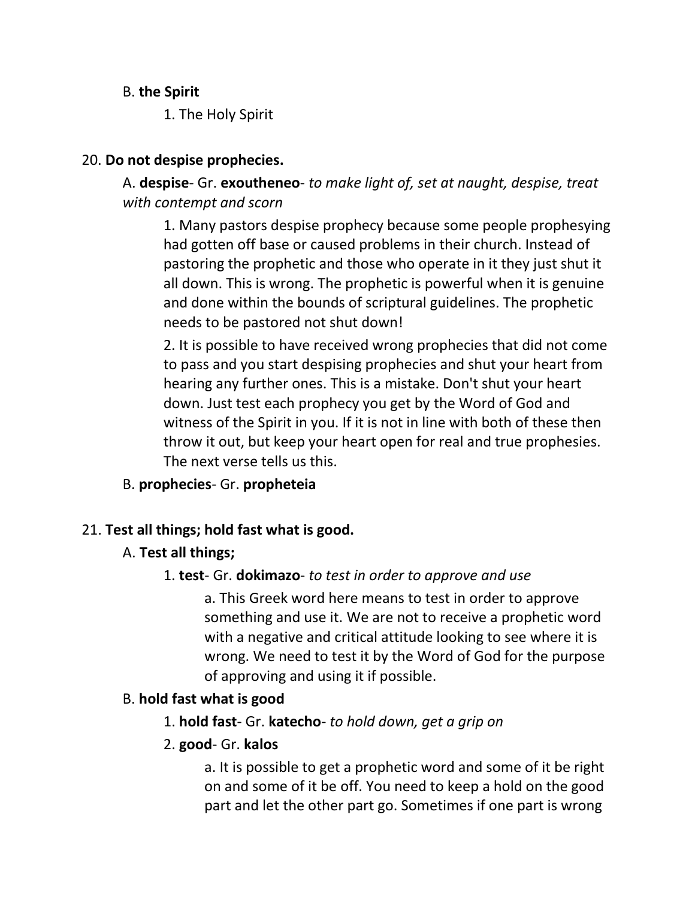B. **the Spirit**

1. The Holy Spirit

20. **Do not despise prophecies.**

A. **despise**- Gr. **exoutheneo**- *to make light of, set at naught, despise, treat with contempt and scorn*

1. Many pastors despise prophecy because some people prophesying had gotten off base or caused problems in their church. Instead of pastoring the prophetic and those who operate in it they just shut it all down. This is wrong. The prophetic is powerful when it is genuine and done within the bounds of scriptural guidelines. The prophetic needs to be pastored not shut down!

2. It is possible to have received wrong prophecies that did not come to pass and you start despising prophecies and shut your heart from hearing any further ones. This is a mistake. Don't shut your heart down. Just test each prophecy you get by the Word of God and witness of the Spirit in you. If it is not in line with both of these then throw it out, but keep your heart open for real and true prophesies. The next verse tells us this.

B. **prophecies**- Gr. **propheteia**

21. **Test all things; hold fast what is good.**

A. **Test all things;**

1. **test**- Gr. **dokimazo**- *to test in order to approve and use*

a. This Greek word here means to test in order to approve something and use it. We are not to receive a prophetic word with a negative and critical attitude looking to see where it is wrong. We need to test it by the Word of God for the purpose of approving and using it if possible.

B. **hold fast what is good**

1. **hold fast**- Gr. **katecho**- *to hold down, get a grip on*

2. **good**- Gr. **kalos**

a. It is possible to get a prophetic word and some of it be right on and some of it be off. You need to keep a hold on the good part and let the other part go. Sometimes if one part is wrong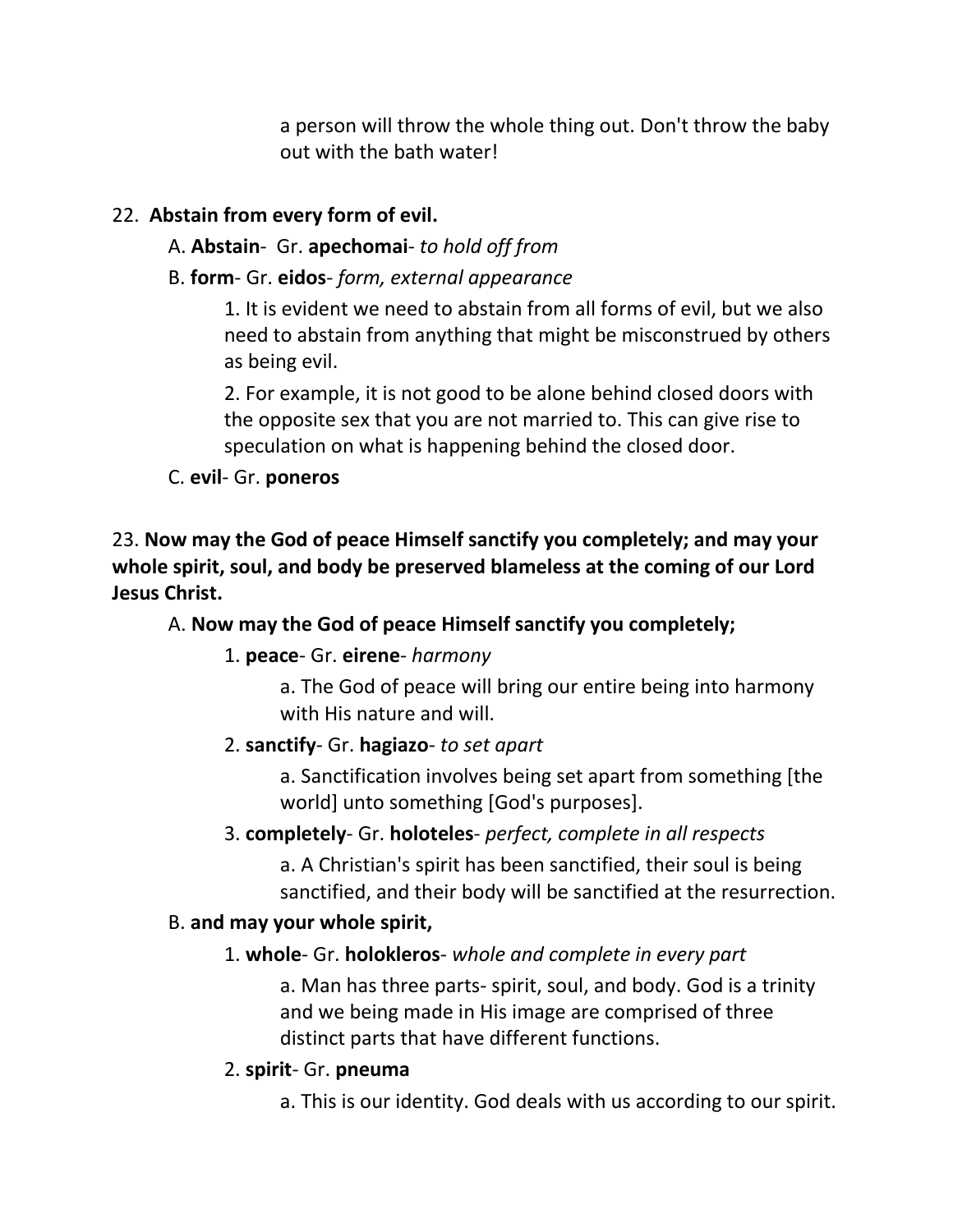a person will throw the whole thing out. Don't throw the baby out with the bath water!

22. **Abstain from every form of evil.**

A. **Abstain**- Gr. **apechomai**- *to hold off from*

B. **form**- Gr. **eidos**- *form, external appearance*

1. It is evident we need to abstain from all forms of evil, but we also need to abstain from anything that might be misconstrued by others as being evil.

2. For example, it is not good to be alone behind closed doors with the opposite sex that you are not married to. This can give rise to speculation on what is happening behind the closed door.

C. **evil**- Gr. **poneros**

23. **Now may the God of peace Himself sanctify you completely; and may your whole spirit, soul, and body be preserved blameless at the coming of our Lord Jesus Christ.**

A. **Now may the God of peace Himself sanctify you completely;**

1. **peace**- Gr. **eirene**- *harmony*

a. The God of peace will bring our entire being into harmony with His nature and will.

2. **sanctify**- Gr. **hagiazo**- *to set apart*

a. Sanctification involves being set apart from something [the world] unto something [God's purposes].

3. **completely**- Gr. **holoteles**- *perfect, complete in all respects*

a. A Christian's spirit has been sanctified, their soul is being sanctified, and their body will be sanctified at the resurrection.

B. **and may your whole spirit,**

1. **whole**- Gr. **holokleros**- *whole and complete in every part*

a. Man has three parts- spirit, soul, and body. God is a trinity and we being made in His image are comprised of three distinct parts that have different functions.

2. **spirit**- Gr. **pneuma**

a. This is our identity. God deals with us according to our spirit.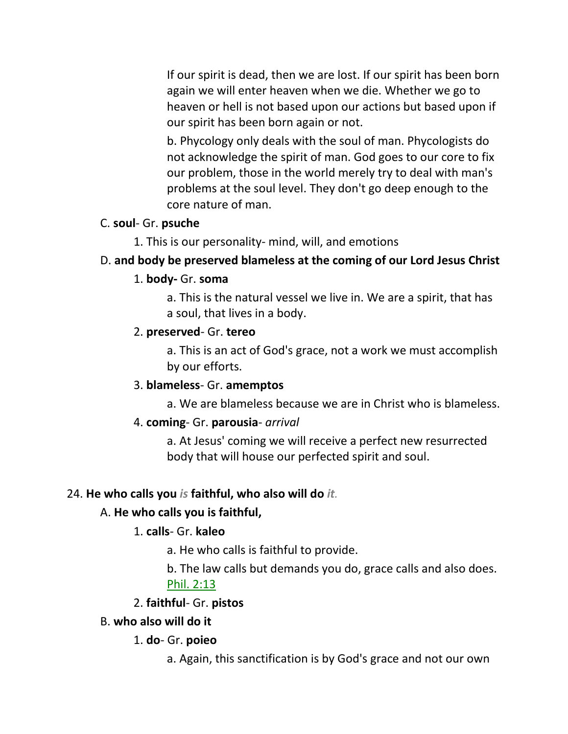If our spirit is dead, then we are lost. If our spirit has been born again we will enter heaven when we die. Whether we go to heaven or hell is not based upon our actions but based upon if our spirit has been born again or not.

b. Phycology only deals with the soul of man. Phycologists do not acknowledge the spirit of man. God goes to our core to fix our problem, those in the world merely try to deal with man's problems at the soul level. They don't go deep enough to the core nature of man.

C. **soul**- Gr. **psuche**

1. This is our personality- mind, will, and emotions

D. **and body be preserved blameless at the coming of our Lord Jesus Christ**

1. **body-** Gr. **soma**

a. This is the natural vessel we live in. We are a spirit, that has a soul, that lives in a body.

2. **preserved**- Gr. **tereo**

a. This is an act of God's grace, not a work we must accomplish by our efforts.

3. **blameless**- Gr. **amemptos**

a. We are blameless because we are in Christ who is blameless.

4. **coming**- Gr. **parousia**- *arrival*

a. At Jesus' coming we will receive a perfect new resurrected body that will house our perfected spirit and soul.

24. **He who calls you** ***is*** **faithful, who also will do** ***it.***

A. **He who calls you is faithful,**

1. **calls**- Gr. **kaleo**

a. He who calls is faithful to provide.

b. The law calls but demands you do, grace calls and also does. Phil. 2:13

2. **faithful**- Gr. **pistos**

B. **who also will do it**

1. **do**- Gr. **poieo**

a. Again, this sanctification is by God's grace and not our own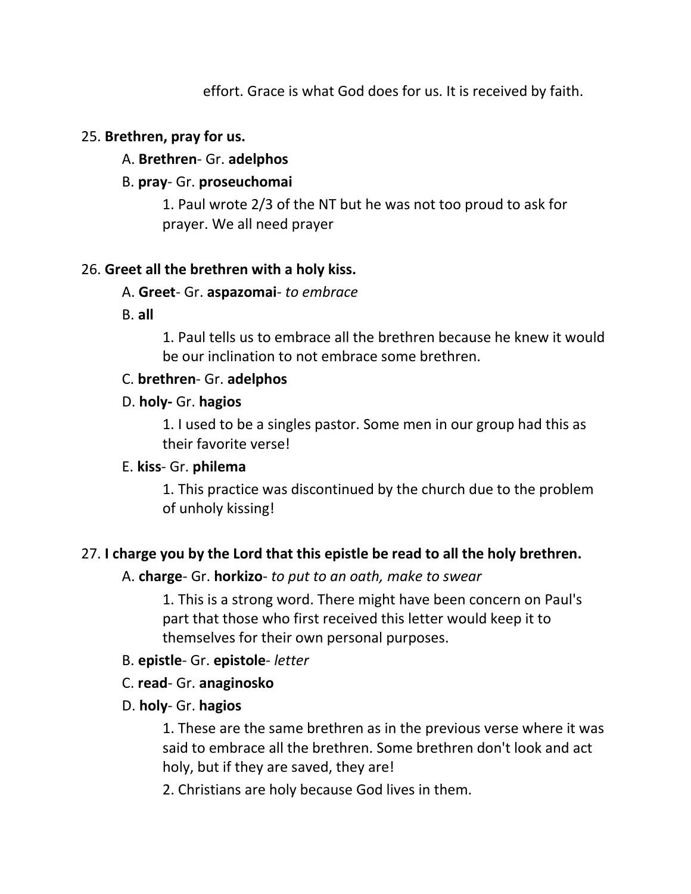effort. Grace is what God does for us. It is received by faith.

25. **Brethren, pray for us.**

    A. **Brethren**- Gr. **adelphos**

    B. **pray**- Gr. **proseuchomai**

        1. Paul wrote 2/3 of the NT but he was not too proud to ask for prayer. We all need prayer

26. **Greet all the brethren with a holy kiss.**

    A. **Greet**- Gr. **aspazomai**- *to embrace*

    B. **all**

        1. Paul tells us to embrace all the brethren because he knew it would be our inclination to not embrace some brethren.

    C. **brethren**- Gr. **adelphos**

    D. **holy-** Gr. **hagios**

        1. I used to be a singles pastor. Some men in our group had this as their favorite verse!

    E. **kiss**- Gr. **philema**

        1. This practice was discontinued by the church due to the problem of unholy kissing!

27. **I charge you by the Lord that this epistle be read to all the holy brethren.**

    A. **charge**- Gr. **horkizo**- *to put to an oath, make to swear*

        1. This is a strong word. There might have been concern on Paul's part that those who first received this letter would keep it to themselves for their own personal purposes.

    B. **epistle**- Gr. **epistole**- *letter*

    C. **read**- Gr. **anaginosko**

    D. **holy**- Gr. **hagios**

        1. These are the same brethren as in the previous verse where it was said to embrace all the brethren. Some brethren don't look and act holy, but if they are saved, they are!

        2. Christians are holy because God lives in them.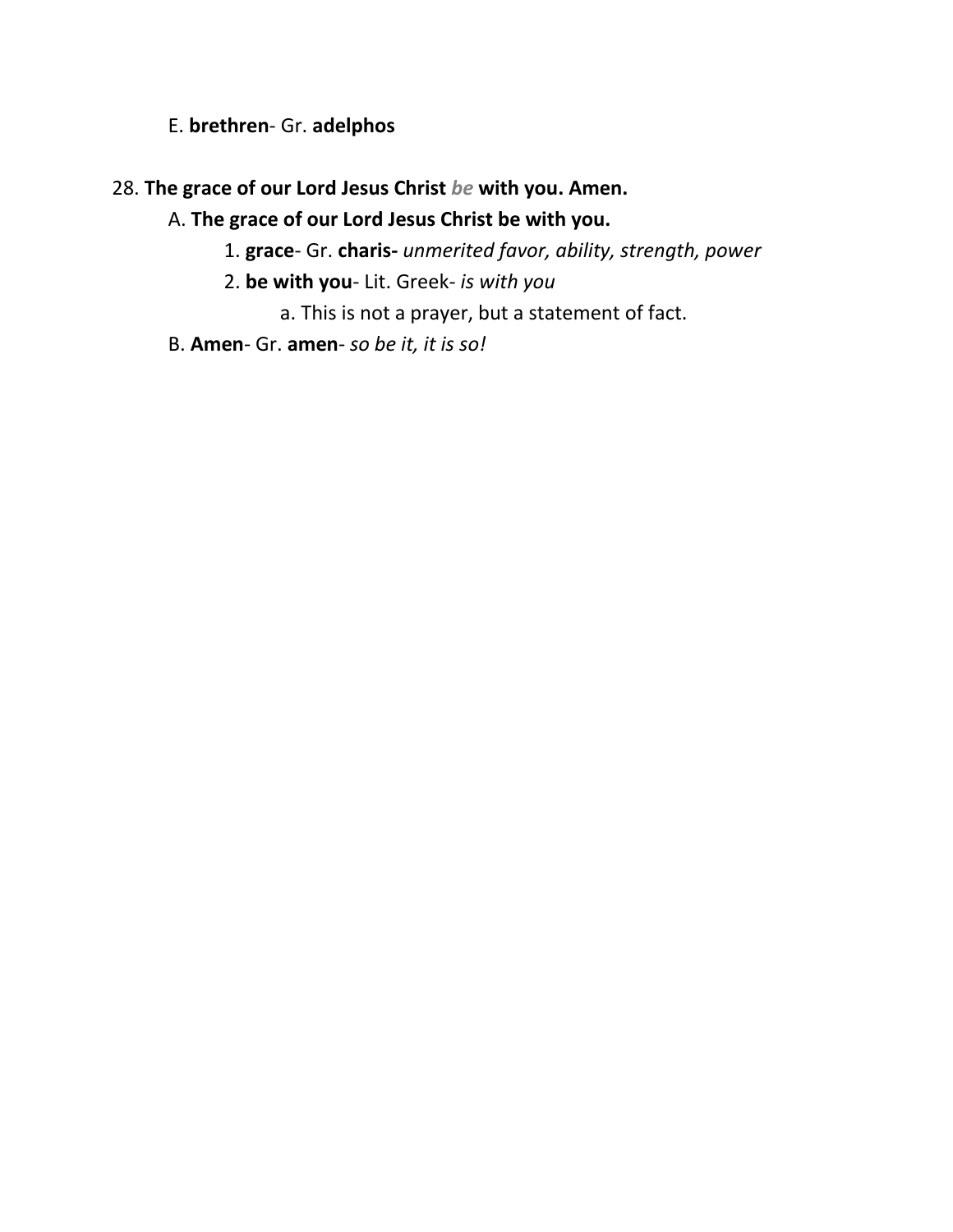E. **brethren**- Gr. **adelphos**

28. **The grace of our Lord Jesus Christ *be* with you. Amen.**

    A. **The grace of our Lord Jesus Christ be with you.**

    1. **grace**- Gr. **charis-** *unmerited favor, ability, strength, power*
    2. **be with you**- Lit. Greek- *is with you*
        a. This is not a prayer, but a statement of fact.

    B. **Amen**- Gr. **amen**- *so be it, it is so!*